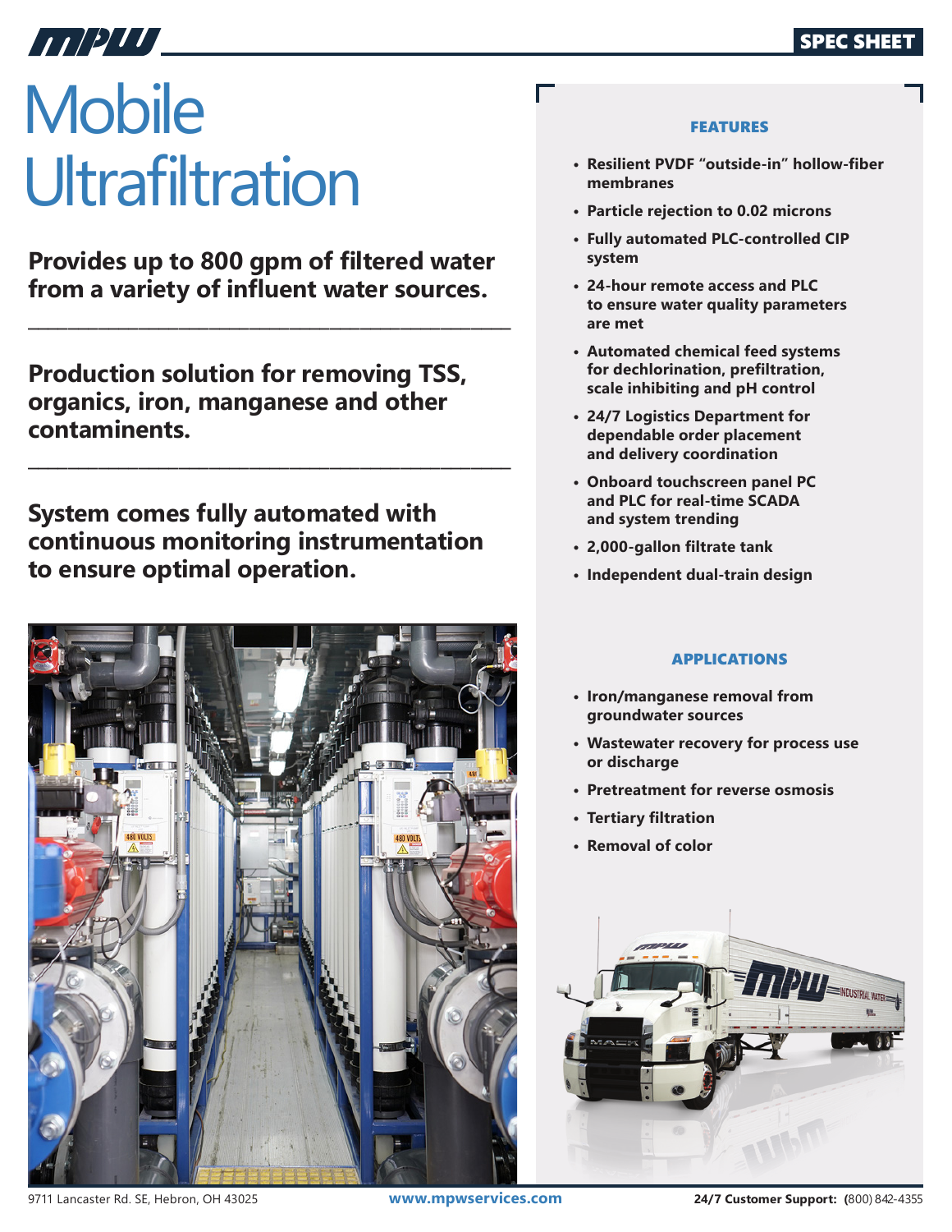SPEC SHEET

# Mobile Ultrafiltration

**Provides up to 800 gpm of filtered water from a variety of influent water sources.**

**Production solution for removing TSS, organics, iron, manganese and other contaminents.**

**System comes fully automated with continuous monitoring instrumentation to ensure optimal operation.**

## FEATURES

- Resilient PVDF "outside-in" hollow-fiber membranes
- Particle rejection to 0.02 microns
- Fully automated PLC-controlled CIP system
- 24-hour remote access and PLC to ensure water quality parameters are met
- Automated chemical feed systems for dechlorination, prefiltration, scale inhibiting and pH control
- 24/7 Logistics Department for dependable order placement and delivery coordination
- Onboard touchscreen panel PC and PLC for real-time SCADA and system trending
- 2,000-gallon filtrate tank
- Independent dual-train design

## APPLICATIONS

- Iron/manganese removal from groundwater sources
- Wastewater recovery for process use or discharge
- Pretreatment for reverse osmosis
- Tertiary filtration
- Removal of color

9711 Lancaster Rd. SE, Hebron, OH 43025 www.mpwservices.com **24/7 Customer Support:** (800) 842-4355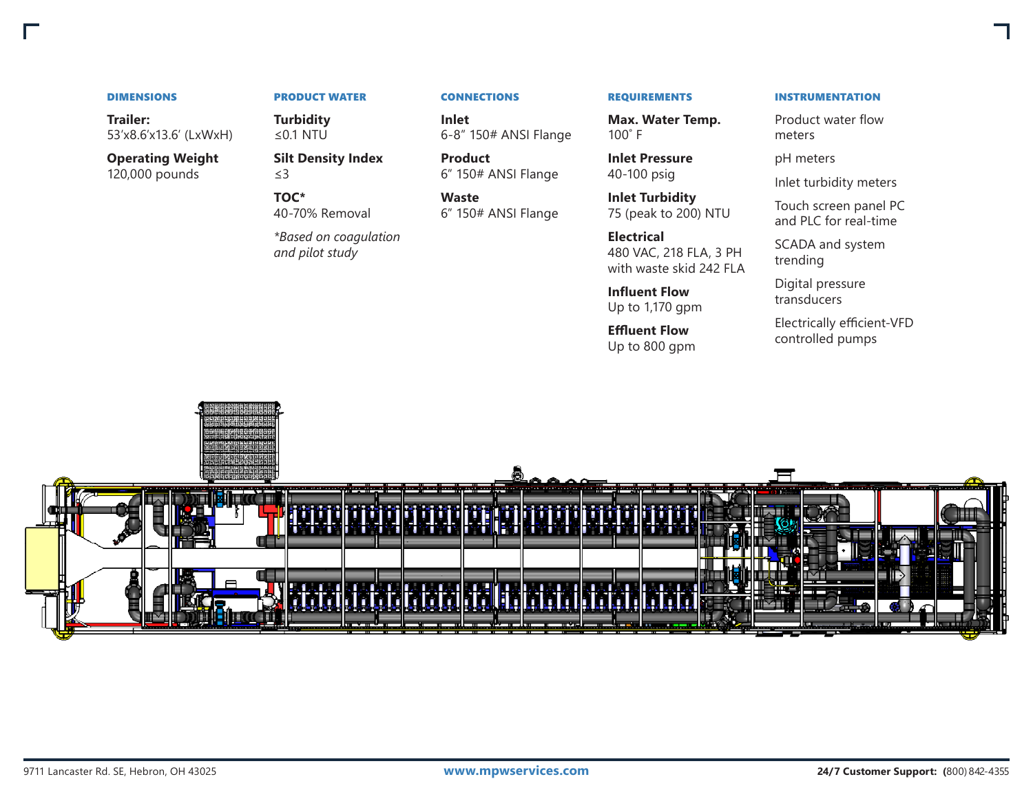### DIMENSIONS

**Trailer:**
53′x8.6′x13.6′ (LxWxH)

**Operating Weight**
120,000 pounds

### PRODUCT WATER

**Turbidity**
≤0.1 NTU

**Silt Density Index**
≤3

**TOC***
40-70% Removal

*\*Based on coagulation and pilot study*

### CONNECTIONS

**Inlet**
6-8″ 150# ANSI Flange

**Product**
6″ 150# ANSI Flange

**Waste**
6″ 150# ANSI Flange

### REQUIREMENTS

**Max. Water Temp.**
100˚ F

**Inlet Pressure**
40-100 psig

**Inlet Turbidity**
75 (peak to 200) NTU

**Electrical**
480 VAC, 218 FLA, 3 PH with waste skid 242 FLA

**Influent Flow**
Up to 1,170 gpm

**Effluent Flow**
Up to 800 gpm

### INSTRUMENTATION

Product water flow meters

pH meters

Inlet turbidity meters

Touch screen panel PC and PLC for real-time

SCADA and system trending

Digital pressure transducers

Electrically efficient-VFD controlled pumps

9711 Lancaster Rd. SE, Hebron, OH 43025 | www.mpwservices.com | **24/7 Customer Support:** (800) 842-4355